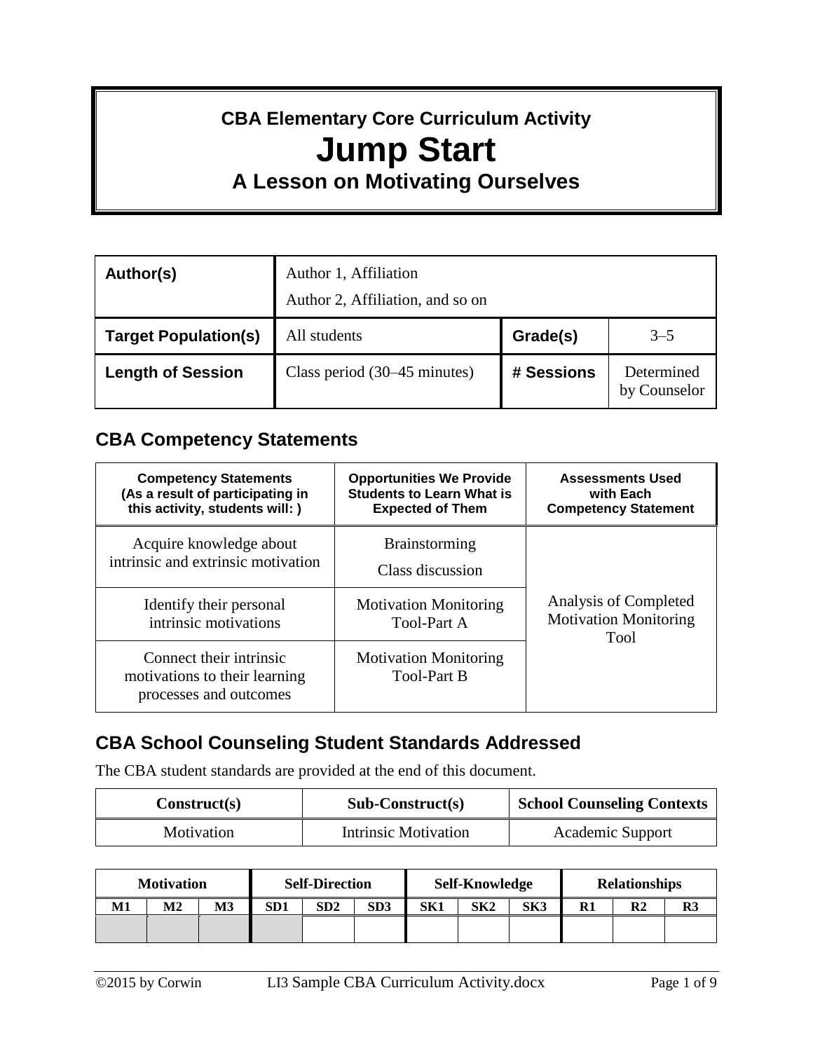# CBA Elementary Core Curriculum Activity

# Jump Start

## A Lesson on Motivating Ourselves

| **Author(s)** | Author 1, Affiliation<br>Author 2, Affiliation, and so on | | |
|---|---|---|---|
| **Target Population(s)** | All students | **Grade(s)** | 3–5 |
| **Length of Session** | Class period (30–45 minutes) | **# Sessions** | Determined by Counselor |

## CBA Competency Statements

| Competency Statements (As a result of participating in this activity, students will: ) | Opportunities We Provide Students to Learn What is Expected of Them | Assessments Used with Each Competency Statement |
|---|---|---|
| Acquire knowledge about intrinsic and extrinsic motivation | Brainstorming<br>Class discussion | Analysis of Completed Motivation Monitoring Tool |
| Identify their personal intrinsic motivations | Motivation Monitoring Tool-Part A | |
| Connect their intrinsic motivations to their learning processes and outcomes | Motivation Monitoring Tool-Part B | |

## CBA School Counseling Student Standards Addressed

The CBA student standards are provided at the end of this document.

| Construct(s) | Sub-Construct(s) | School Counseling Contexts |
|---|---|---|
| Motivation | Intrinsic Motivation | Academic Support |

| Motivation | | | Self-Direction | | | Self-Knowledge | | | Relationships | | |
|---|---|---|---|---|---|---|---|---|---|---|---|
| M1 | M2 | M3 | SD1 | SD2 | SD3 | SK1 | SK2 | SK3 | R1 | R2 | R3 |
| | | | | | | | | | | | |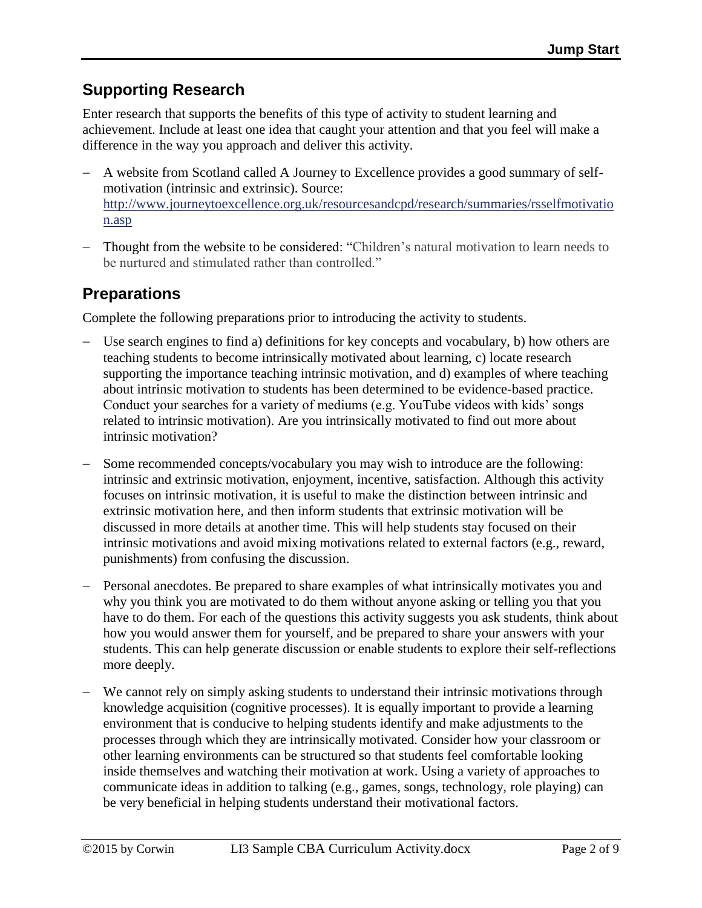## Supporting Research

Enter research that supports the benefits of this type of activity to student learning and achievement. Include at least one idea that caught your attention and that you feel will make a difference in the way you approach and deliver this activity.

- A website from Scotland called A Journey to Excellence provides a good summary of self-motivation (intrinsic and extrinsic). Source: [http://www.journeytoexcellence.org.uk/resourcesandcpd/research/summaries/rsselfmotivation.asp](http://www.journeytoexcellence.org.uk/resourcesandcpd/research/summaries/rsselfmotivation.asp)
- Thought from the website to be considered: "Children's natural motivation to learn needs to be nurtured and stimulated rather than controlled."

## Preparations

Complete the following preparations prior to introducing the activity to students.

- Use search engines to find a) definitions for key concepts and vocabulary, b) how others are teaching students to become intrinsically motivated about learning, c) locate research supporting the importance teaching intrinsic motivation, and d) examples of where teaching about intrinsic motivation to students has been determined to be evidence-based practice. Conduct your searches for a variety of mediums (e.g. YouTube videos with kids' songs related to intrinsic motivation). Are you intrinsically motivated to find out more about intrinsic motivation?
- Some recommended concepts/vocabulary you may wish to introduce are the following: intrinsic and extrinsic motivation, enjoyment, incentive, satisfaction. Although this activity focuses on intrinsic motivation, it is useful to make the distinction between intrinsic and extrinsic motivation here, and then inform students that extrinsic motivation will be discussed in more details at another time. This will help students stay focused on their intrinsic motivations and avoid mixing motivations related to external factors (e.g., reward, punishments) from confusing the discussion.
- Personal anecdotes. Be prepared to share examples of what intrinsically motivates you and why you think you are motivated to do them without anyone asking or telling you that you have to do them. For each of the questions this activity suggests you ask students, think about how you would answer them for yourself, and be prepared to share your answers with your students. This can help generate discussion or enable students to explore their self-reflections more deeply.
- We cannot rely on simply asking students to understand their intrinsic motivations through knowledge acquisition (cognitive processes). It is equally important to provide a learning environment that is conducive to helping students identify and make adjustments to the processes through which they are intrinsically motivated. Consider how your classroom or other learning environments can be structured so that students feel comfortable looking inside themselves and watching their motivation at work. Using a variety of approaches to communicate ideas in addition to talking (e.g., games, songs, technology, role playing) can be very beneficial in helping students understand their motivational factors.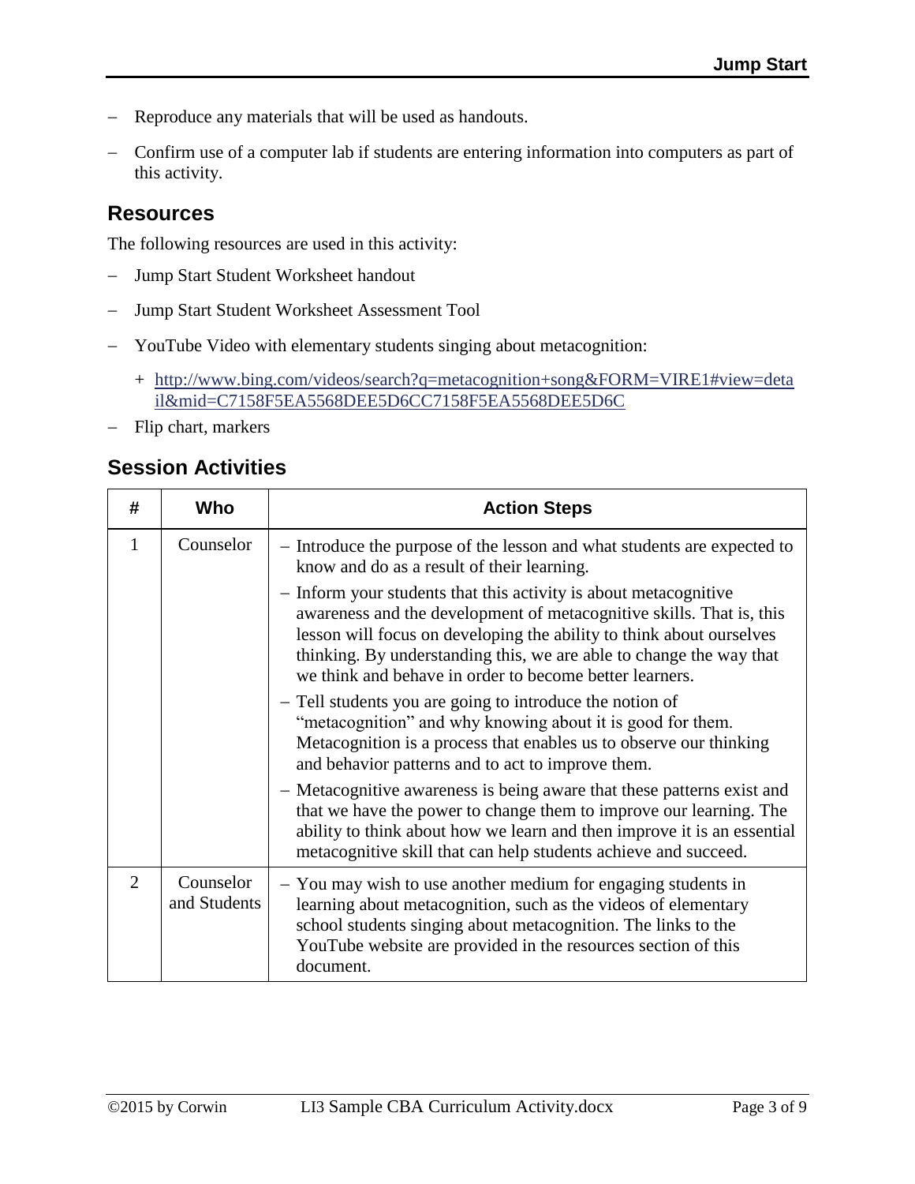- Reproduce any materials that will be used as handouts.
- Confirm use of a computer lab if students are entering information into computers as part of this activity.

## Resources

The following resources are used in this activity:

- Jump Start Student Worksheet handout
- Jump Start Student Worksheet Assessment Tool
- YouTube Video with elementary students singing about metacognition:
  - http://www.bing.com/videos/search?q=metacognition+song&FORM=VIRE1#view=detail&mid=C7158F5EA5568DEE5D6CC7158F5EA5568DEE5D6C
- Flip chart, markers

## Session Activities

| # | Who | Action Steps |
|---|---|---|
| 1 | Counselor | – Introduce the purpose of the lesson and what students are expected to know and do as a result of their learning.<br>– Inform your students that this activity is about metacognitive awareness and the development of metacognitive skills. That is, this lesson will focus on developing the ability to think about ourselves thinking. By understanding this, we are able to change the way that we think and behave in order to become better learners.<br>– Tell students you are going to introduce the notion of "metacognition" and why knowing about it is good for them. Metacognition is a process that enables us to observe our thinking and behavior patterns and to act to improve them.<br>– Metacognitive awareness is being aware that these patterns exist and that we have the power to change them to improve our learning. The ability to think about how we learn and then improve it is an essential metacognitive skill that can help students achieve and succeed. |
| 2 | Counselor and Students | – You may wish to use another medium for engaging students in learning about metacognition, such as the videos of elementary school students singing about metacognition. The links to the YouTube website are provided in the resources section of this document. |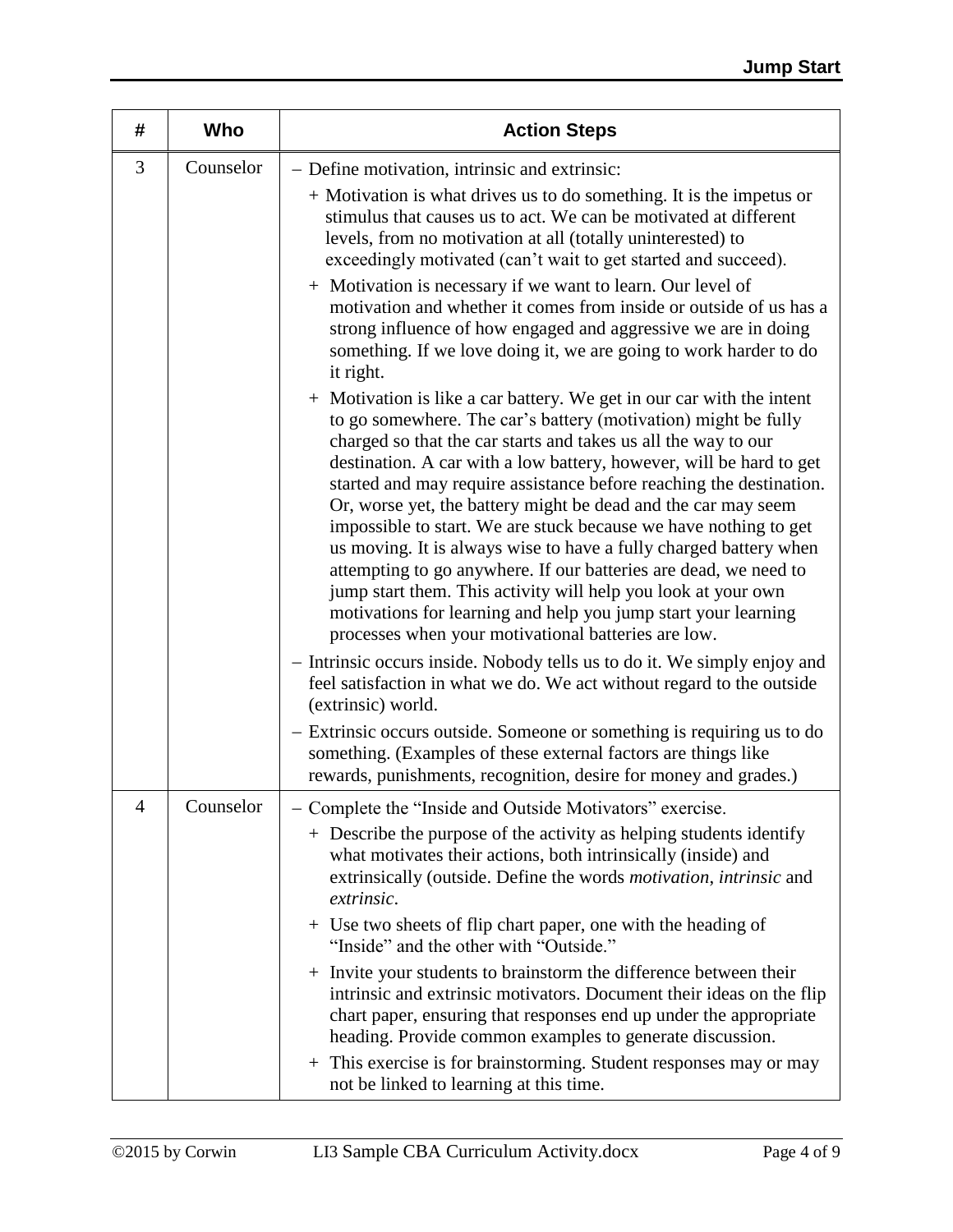| # | Who | Action Steps |
|---|---|---|
| 3 | Counselor | – Define motivation, intrinsic and extrinsic:<br>+ Motivation is what drives us to do something. It is the impetus or stimulus that causes us to act. We can be motivated at different levels, from no motivation at all (totally uninterested) to exceedingly motivated (can't wait to get started and succeed).<br>+ Motivation is necessary if we want to learn. Our level of motivation and whether it comes from inside or outside of us has a strong influence of how engaged and aggressive we are in doing something. If we love doing it, we are going to work harder to do it right.<br>+ Motivation is like a car battery. We get in our car with the intent to go somewhere. The car's battery (motivation) might be fully charged so that the car starts and takes us all the way to our destination. A car with a low battery, however, will be hard to get started and may require assistance before reaching the destination. Or, worse yet, the battery might be dead and the car may seem impossible to start. We are stuck because we have nothing to get us moving. It is always wise to have a fully charged battery when attempting to go anywhere. If our batteries are dead, we need to jump start them. This activity will help you look at your own motivations for learning and help you jump start your learning processes when your motivational batteries are low.<br>– Intrinsic occurs inside. Nobody tells us to do it. We simply enjoy and feel satisfaction in what we do. We act without regard to the outside (extrinsic) world.<br>– Extrinsic occurs outside. Someone or something is requiring us to do something. (Examples of these external factors are things like rewards, punishments, recognition, desire for money and grades.) |
| 4 | Counselor | – Complete the "Inside and Outside Motivators" exercise.<br>+ Describe the purpose of the activity as helping students identify what motivates their actions, both intrinsically (inside) and extrinsically (outside. Define the words *motivation*, *intrinsic* and *extrinsic*.<br>+ Use two sheets of flip chart paper, one with the heading of "Inside" and the other with "Outside."<br>+ Invite your students to brainstorm the difference between their intrinsic and extrinsic motivators. Document their ideas on the flip chart paper, ensuring that responses end up under the appropriate heading. Provide common examples to generate discussion.<br>+ This exercise is for brainstorming. Student responses may or may not be linked to learning at this time. |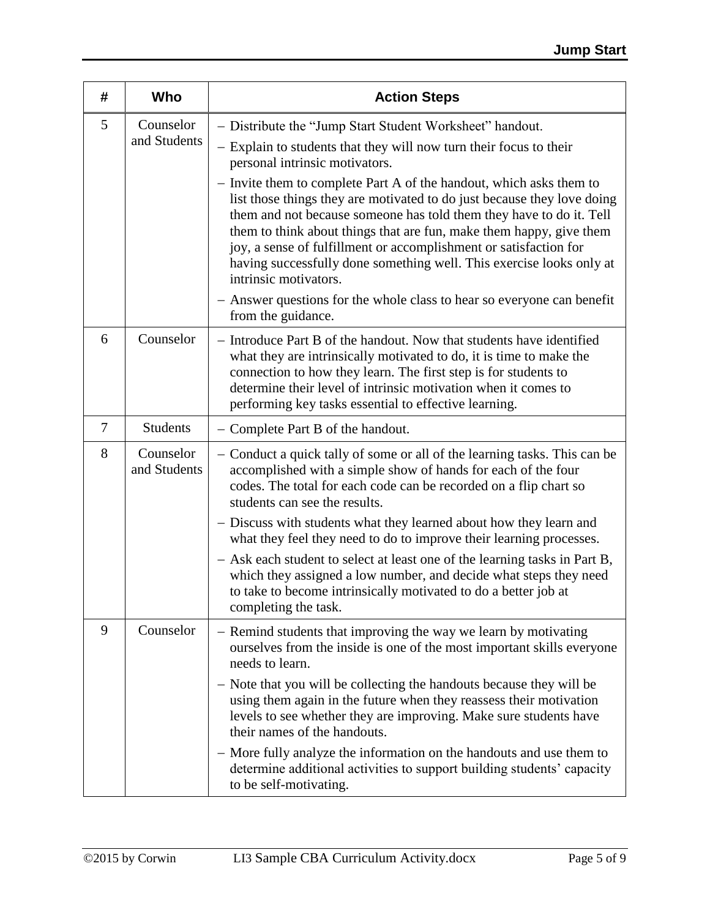| # | Who | Action Steps |
|---|---|---|
| 5 | Counselor and Students | – Distribute the "Jump Start Student Worksheet" handout.<br>– Explain to students that they will now turn their focus to their personal intrinsic motivators.<br>– Invite them to complete Part A of the handout, which asks them to list those things they are motivated to do just because they love doing them and not because someone has told them they have to do it. Tell them to think about things that are fun, make them happy, give them joy, a sense of fulfillment or accomplishment or satisfaction for having successfully done something well. This exercise looks only at intrinsic motivators.<br>– Answer questions for the whole class to hear so everyone can benefit from the guidance. |
| 6 | Counselor | – Introduce Part B of the handout. Now that students have identified what they are intrinsically motivated to do, it is time to make the connection to how they learn. The first step is for students to determine their level of intrinsic motivation when it comes to performing key tasks essential to effective learning. |
| 7 | Students | – Complete Part B of the handout. |
| 8 | Counselor and Students | – Conduct a quick tally of some or all of the learning tasks. This can be accomplished with a simple show of hands for each of the four codes. The total for each code can be recorded on a flip chart so students can see the results.<br>– Discuss with students what they learned about how they learn and what they feel they need to do to improve their learning processes.<br>– Ask each student to select at least one of the learning tasks in Part B, which they assigned a low number, and decide what steps they need to take to become intrinsically motivated to do a better job at completing the task. |
| 9 | Counselor | – Remind students that improving the way we learn by motivating ourselves from the inside is one of the most important skills everyone needs to learn.<br>– Note that you will be collecting the handouts because they will be using them again in the future when they reassess their motivation levels to see whether they are improving. Make sure students have their names of the handouts.<br>– More fully analyze the information on the handouts and use them to determine additional activities to support building students' capacity to be self-motivating. |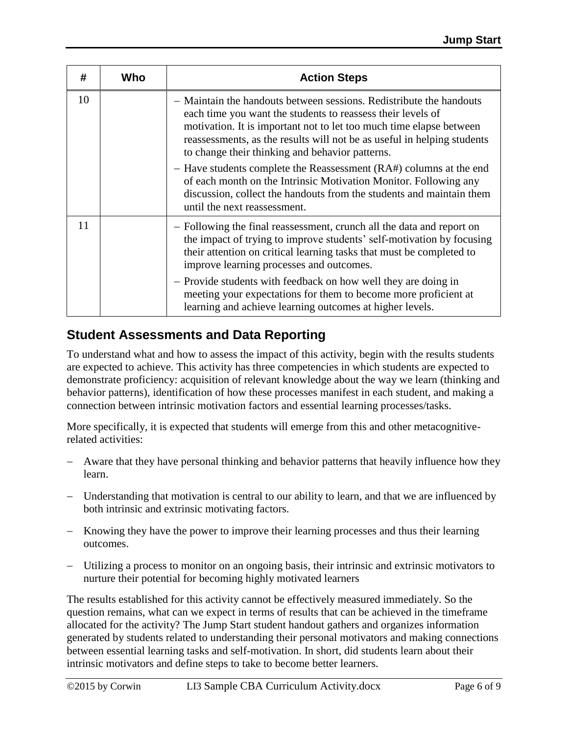| # | Who | Action Steps |
|---|---|---|
| 10 | | – Maintain the handouts between sessions. Redistribute the handouts each time you want the students to reassess their levels of motivation. It is important not to let too much time elapse between reassessments, as the results will not be as useful in helping students to change their thinking and behavior patterns.<br>– Have students complete the Reassessment (RA#) columns at the end of each month on the Intrinsic Motivation Monitor. Following any discussion, collect the handouts from the students and maintain them until the next reassessment. |
| 11 | | – Following the final reassessment, crunch all the data and report on the impact of trying to improve students' self-motivation by focusing their attention on critical learning tasks that must be completed to improve learning processes and outcomes.<br>– Provide students with feedback on how well they are doing in meeting your expectations for them to become more proficient at learning and achieve learning outcomes at higher levels. |

## Student Assessments and Data Reporting

To understand what and how to assess the impact of this activity, begin with the results students are expected to achieve. This activity has three competencies in which students are expected to demonstrate proficiency: acquisition of relevant knowledge about the way we learn (thinking and behavior patterns), identification of how these processes manifest in each student, and making a connection between intrinsic motivation factors and essential learning processes/tasks.

More specifically, it is expected that students will emerge from this and other metacognitive-related activities:

- Aware that they have personal thinking and behavior patterns that heavily influence how they learn.
- Understanding that motivation is central to our ability to learn, and that we are influenced by both intrinsic and extrinsic motivating factors.
- Knowing they have the power to improve their learning processes and thus their learning outcomes.
- Utilizing a process to monitor on an ongoing basis, their intrinsic and extrinsic motivators to nurture their potential for becoming highly motivated learners

The results established for this activity cannot be effectively measured immediately. So the question remains, what can we expect in terms of results that can be achieved in the timeframe allocated for the activity? The Jump Start student handout gathers and organizes information generated by students related to understanding their personal motivators and making connections between essential learning tasks and self-motivation. In short, did students learn about their intrinsic motivators and define steps to take to become better learners.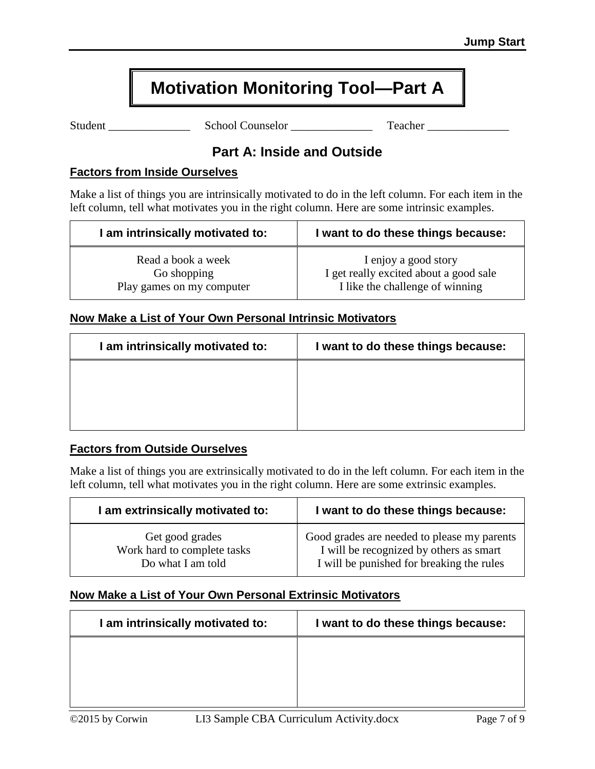# Motivation Monitoring Tool—Part A

Student ______________ School Counselor ______________ Teacher ______________

## Part A: Inside and Outside

### Factors from Inside Ourselves

Make a list of things you are intrinsically motivated to do in the left column. For each item in the left column, tell what motivates you in the right column. Here are some intrinsic examples.

| I am intrinsically motivated to: | I want to do these things because: |
|---|---|
| Read a book a week | I enjoy a good story |
| Go shopping | I get really excited about a good sale |
| Play games on my computer | I like the challenge of winning |

### Now Make a List of Your Own Personal Intrinsic Motivators

| I am intrinsically motivated to: | I want to do these things because: |
|---|---|
| | |

### Factors from Outside Ourselves

Make a list of things you are extrinsically motivated to do in the left column. For each item in the left column, tell what motivates you in the right column. Here are some extrinsic examples.

| I am extrinsically motivated to: | I want to do these things because: |
|---|---|
| Get good grades | Good grades are needed to please my parents |
| Work hard to complete tasks | I will be recognized by others as smart |
| Do what I am told | I will be punished for breaking the rules |

### Now Make a List of Your Own Personal Extrinsic Motivators

| I am intrinsically motivated to: | I want to do these things because: |
|---|---|
| | |

©2015 by Corwin LI3 Sample CBA Curriculum Activity.docx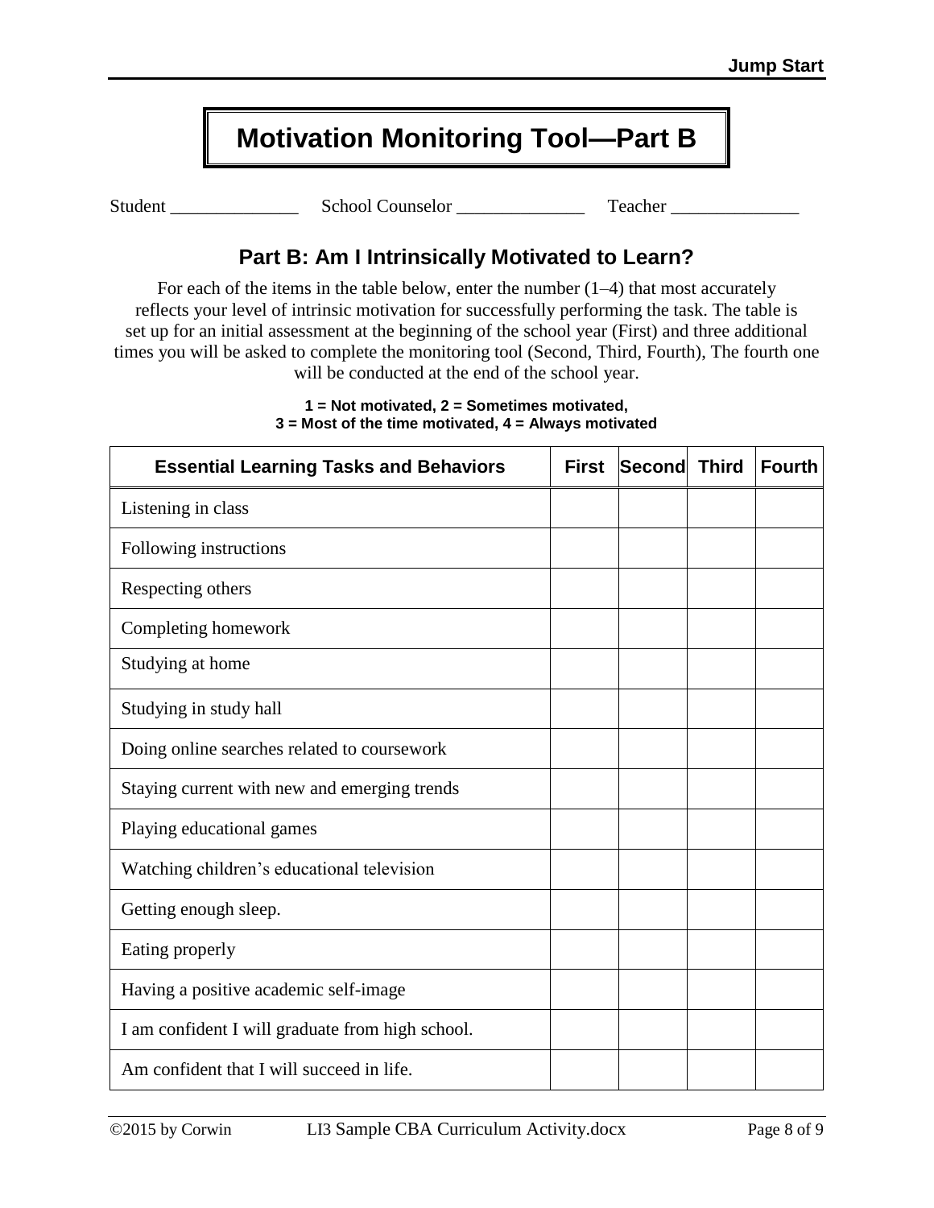# Motivation Monitoring Tool—Part B

Student ______________ School Counselor ______________ Teacher ______________

## Part B: Am I Intrinsically Motivated to Learn?

For each of the items in the table below, enter the number (1–4) that most accurately reflects your level of intrinsic motivation for successfully performing the task. The table is set up for an initial assessment at the beginning of the school year (First) and three additional times you will be asked to complete the monitoring tool (Second, Third, Fourth), The fourth one will be conducted at the end of the school year.

**1 = Not motivated, 2 = Sometimes motivated,**
**3 = Most of the time motivated, 4 = Always motivated**

| Essential Learning Tasks and Behaviors | First | Second | Third | Fourth |
|---|---|---|---|---|
| Listening in class | | | | |
| Following instructions | | | | |
| Respecting others | | | | |
| Completing homework | | | | |
| Studying at home | | | | |
| Studying in study hall | | | | |
| Doing online searches related to coursework | | | | |
| Staying current with new and emerging trends | | | | |
| Playing educational games | | | | |
| Watching children's educational television | | | | |
| Getting enough sleep. | | | | |
| Eating properly | | | | |
| Having a positive academic self-image | | | | |
| I am confident I will graduate from high school. | | | | |
| Am confident that I will succeed in life. | | | | |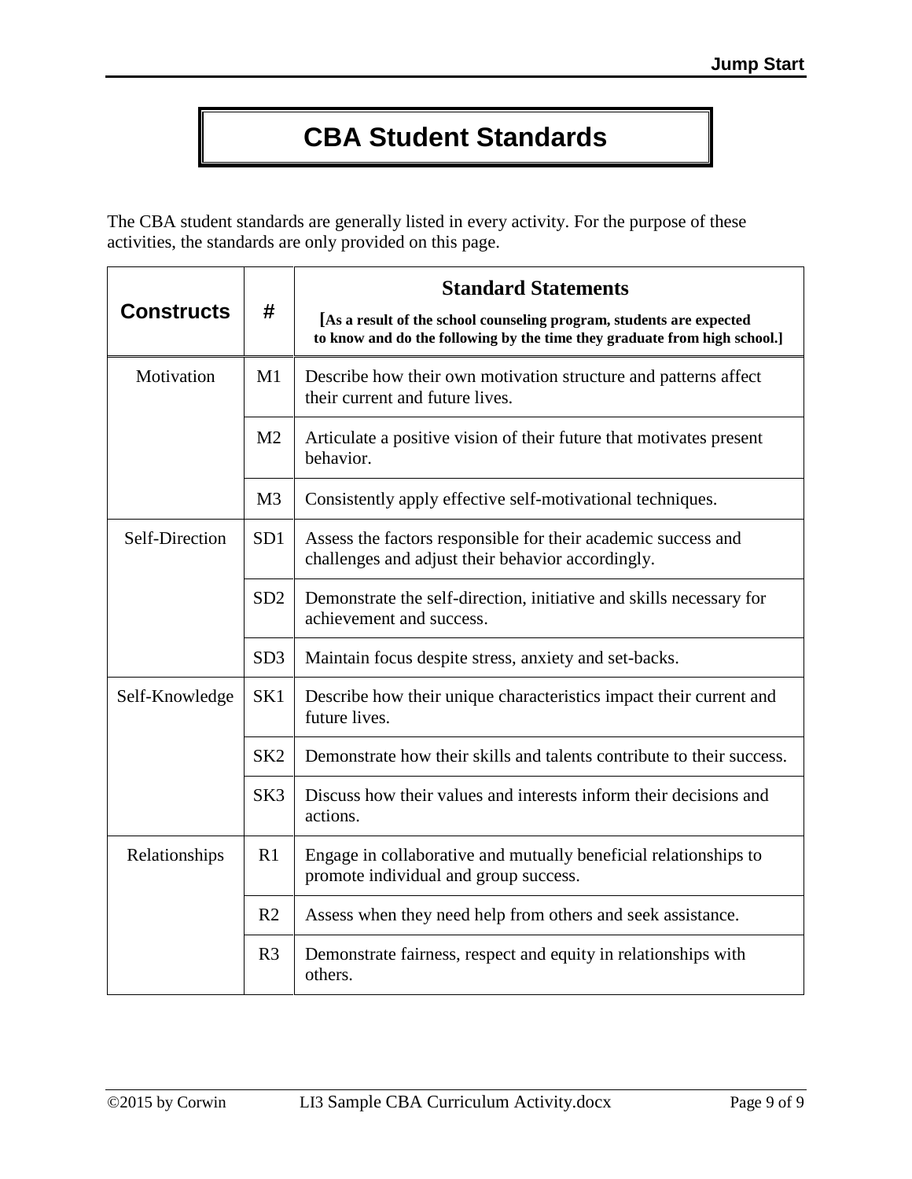# CBA Student Standards

The CBA student standards are generally listed in every activity. For the purpose of these activities, the standards are only provided on this page.

| Constructs | # | Standard Statements [As a result of the school counseling program, students are expected to know and do the following by the time they graduate from high school.] |
|---|---|---|
| Motivation | M1 | Describe how their own motivation structure and patterns affect their current and future lives. |
| | M2 | Articulate a positive vision of their future that motivates present behavior. |
| | M3 | Consistently apply effective self-motivational techniques. |
| Self-Direction | SD1 | Assess the factors responsible for their academic success and challenges and adjust their behavior accordingly. |
| | SD2 | Demonstrate the self-direction, initiative and skills necessary for achievement and success. |
| | SD3 | Maintain focus despite stress, anxiety and set-backs. |
| Self-Knowledge | SK1 | Describe how their unique characteristics impact their current and future lives. |
| | SK2 | Demonstrate how their skills and talents contribute to their success. |
| | SK3 | Discuss how their values and interests inform their decisions and actions. |
| Relationships | R1 | Engage in collaborative and mutually beneficial relationships to promote individual and group success. |
| | R2 | Assess when they need help from others and seek assistance. |
| | R3 | Demonstrate fairness, respect and equity in relationships with others. |